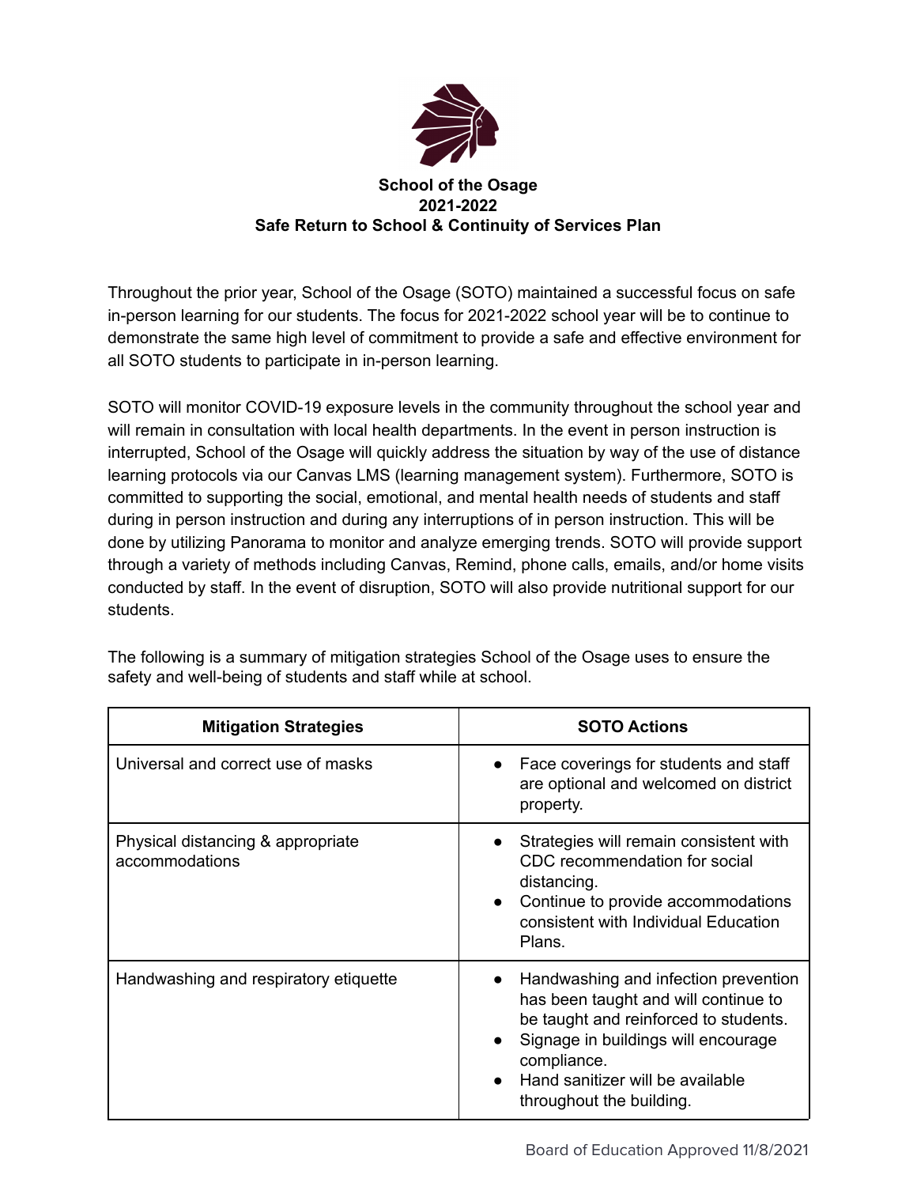# School of the Osage
## 2021-2022
## Safe Return to School & Continuity of Services Plan

Throughout the prior year, School of the Osage (SOTO) maintained a successful focus on safe in-person learning for our students. The focus for 2021-2022 school year will be to continue to demonstrate the same high level of commitment to provide a safe and effective environment for all SOTO students to participate in in-person learning.

SOTO will monitor COVID-19 exposure levels in the community throughout the school year and will remain in consultation with local health departments. In the event in person instruction is interrupted, School of the Osage will quickly address the situation by way of the use of distance learning protocols via our Canvas LMS (learning management system). Furthermore, SOTO is committed to supporting the social, emotional, and mental health needs of students and staff during in person instruction and during any interruptions of in person instruction. This will be done by utilizing Panorama to monitor and analyze emerging trends. SOTO will provide support through a variety of methods including Canvas, Remind, phone calls, emails, and/or home visits conducted by staff. In the event of disruption, SOTO will also provide nutritional support for our students.

The following is a summary of mitigation strategies School of the Osage uses to ensure the safety and well-being of students and staff while at school.

| Mitigation Strategies | SOTO Actions |
|---|---|
| Universal and correct use of masks | • Face coverings for students and staff are optional and welcomed on district property. |
| Physical distancing & appropriate accommodations | • Strategies will remain consistent with CDC recommendation for social distancing.<br>• Continue to provide accommodations consistent with Individual Education Plans. |
| Handwashing and respiratory etiquette | • Handwashing and infection prevention has been taught and will continue to be taught and reinforced to students.<br>• Signage in buildings will encourage compliance.<br>• Hand sanitizer will be available throughout the building. |

Board of Education Approved 11/8/2021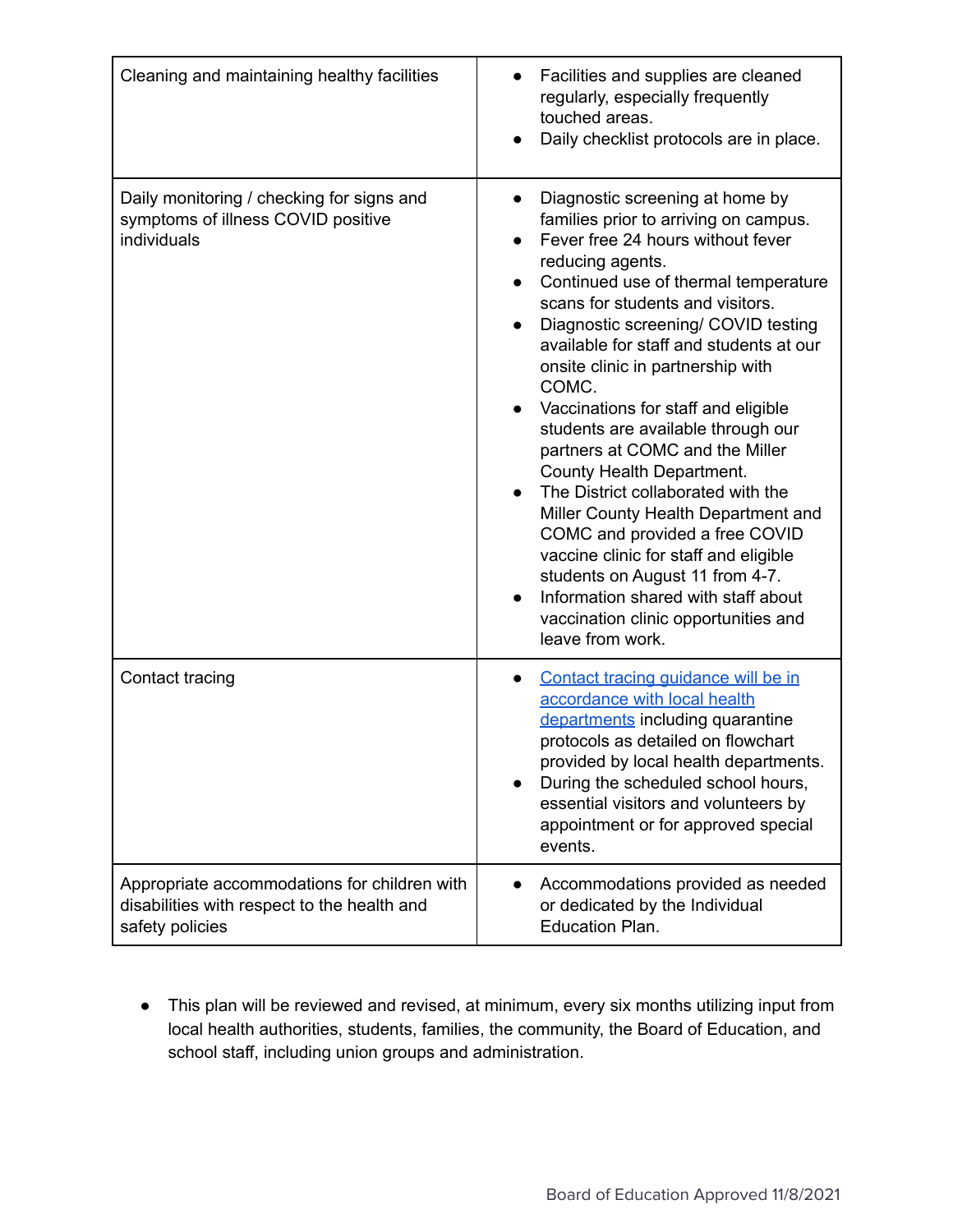| | |
|---|---|
| Cleaning and maintaining healthy facilities | • Facilities and supplies are cleaned regularly, especially frequently touched areas.<br>• Daily checklist protocols are in place. |
| Daily monitoring / checking for signs and symptoms of illness COVID positive individuals | • Diagnostic screening at home by families prior to arriving on campus.<br>• Fever free 24 hours without fever reducing agents.<br>• Continued use of thermal temperature scans for students and visitors.<br>• Diagnostic screening/ COVID testing available for staff and students at our onsite clinic in partnership with COMC.<br>• Vaccinations for staff and eligible students are available through our partners at COMC and the Miller County Health Department.<br>• The District collaborated with the Miller County Health Department and COMC and provided a free COVID vaccine clinic for staff and eligible students on August 11 from 4-7.<br>• Information shared with staff about vaccination clinic opportunities and leave from work. |
| Contact tracing | • Contact tracing guidance will be in accordance with local health departments including quarantine protocols as detailed on flowchart provided by local health departments.<br>• During the scheduled school hours, essential visitors and volunteers by appointment or for approved special events. |
| Appropriate accommodations for children with disabilities with respect to the health and safety policies | • Accommodations provided as needed or dedicated by the Individual Education Plan. |

- This plan will be reviewed and revised, at minimum, every six months utilizing input from local health authorities, students, families, the community, the Board of Education, and school staff, including union groups and administration.

Board of Education Approved 11/8/2021